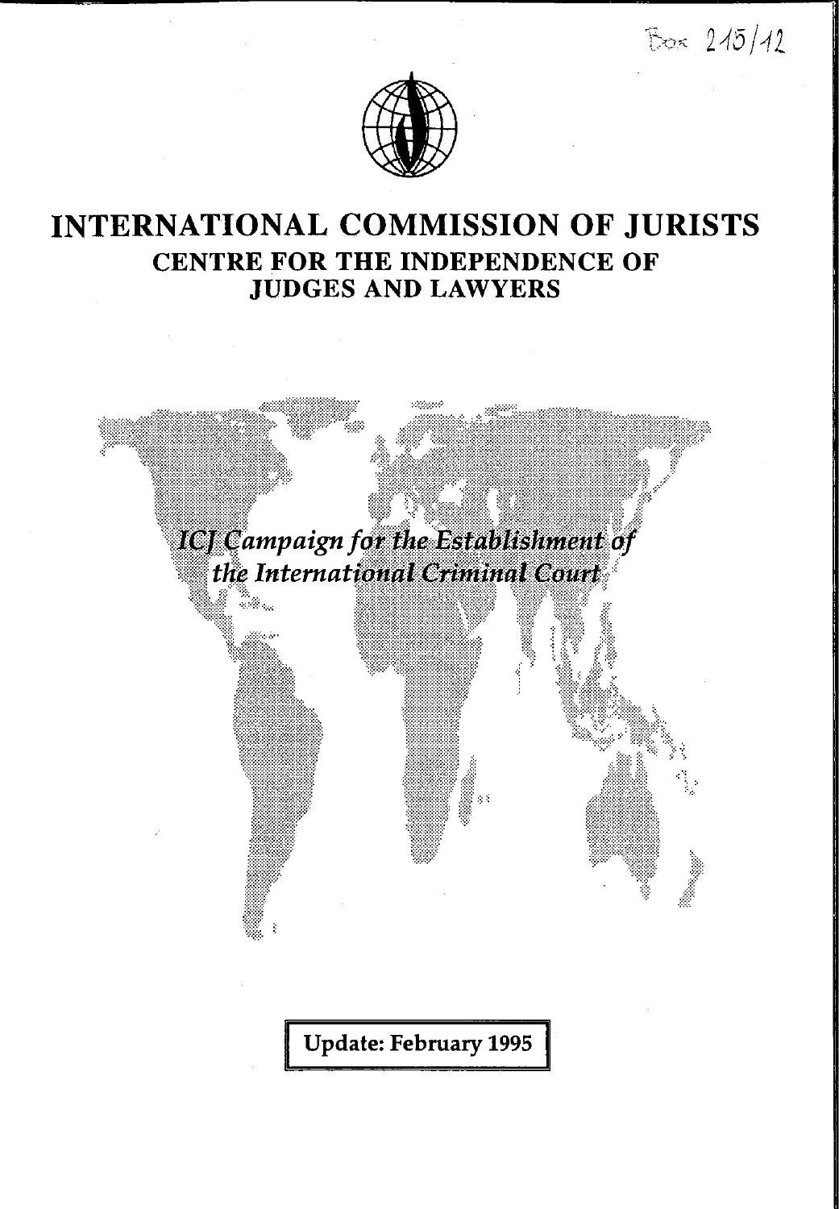Box 215/12

# INTERNATIONAL COMMISSION OF JURISTS

## CENTRE FOR THE INDEPENDENCE OF JUDGES AND LAWYERS

*ICJ Campaign for the Establishment of the International Criminal Court*

**Update: February 1995**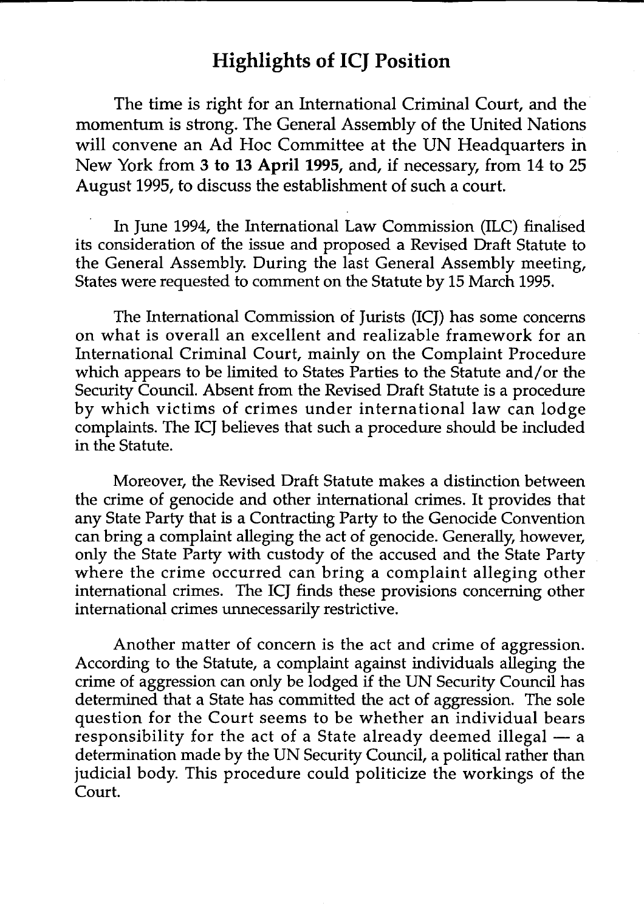## Highlights of ICJ Position

The time is right for an International Criminal Court, and the momentum is strong. The General Assembly of the United Nations will convene an Ad Hoc Committee at the UN Headquarters in New York from **3 to 13 April 1995**, and, if necessary, from 14 to 25 August 1995, to discuss the establishment of such a court.

In June 1994, the International Law Commission (ILC) finalised its consideration of the issue and proposed a Revised Draft Statute to the General Assembly. During the last General Assembly meeting, States were requested to comment on the Statute by 15 March 1995.

The International Commission of Jurists (ICJ) has some concerns on what is overall an excellent and realizable framework for an International Criminal Court, mainly on the Complaint Procedure which appears to be limited to States Parties to the Statute and/or the Security Council. Absent from the Revised Draft Statute is a procedure by which victims of crimes under international law can lodge complaints. The ICJ believes that such a procedure should be included in the Statute.

Moreover, the Revised Draft Statute makes a distinction between the crime of genocide and other international crimes. It provides that any State Party that is a Contracting Party to the Genocide Convention can bring a complaint alleging the act of genocide. Generally, however, only the State Party with custody of the accused and the State Party where the crime occurred can bring a complaint alleging other international crimes. The ICJ finds these provisions concerning other international crimes unnecessarily restrictive.

Another matter of concern is the act and crime of aggression. According to the Statute, a complaint against individuals alleging the crime of aggression can only be lodged if the UN Security Council has determined that a State has committed the act of aggression. The sole question for the Court seems to be whether an individual bears responsibility for the act of a State already deemed illegal — a determination made by the UN Security Council, a political rather than judicial body. This procedure could politicize the workings of the Court.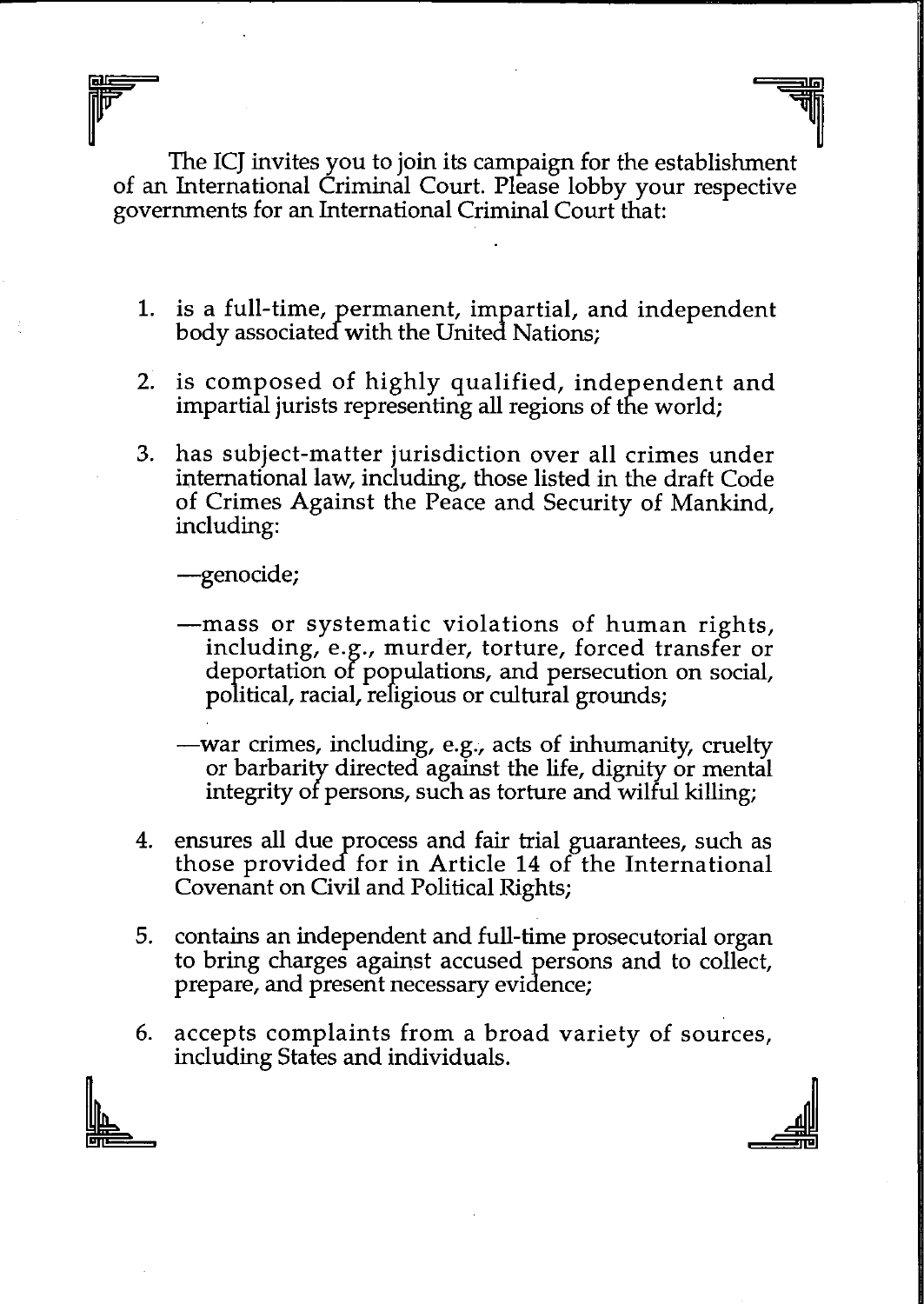The ICJ invites you to join its campaign for the establishment of an International Criminal Court. Please lobby your respective governments for an International Criminal Court that:

1. is a full-time, permanent, impartial, and independent body associated with the United Nations;
2. is composed of highly qualified, independent and impartial jurists representing all regions of the world;
3. has subject-matter jurisdiction over all crimes under international law, including, those listed in the draft Code of Crimes Against the Peace and Security of Mankind, including:

   —genocide;

   —mass or systematic violations of human rights, including, e.g., murder, torture, forced transfer or deportation of populations, and persecution on social, political, racial, religious or cultural grounds;

   —war crimes, including, e.g., acts of inhumanity, cruelty or barbarity directed against the life, dignity or mental integrity of persons, such as torture and wilful killing;
4. ensures all due process and fair trial guarantees, such as those provided for in Article 14 of the International Covenant on Civil and Political Rights;
5. contains an independent and full-time prosecutorial organ to bring charges against accused persons and to collect, prepare, and present necessary evidence;
6. accepts complaints from a broad variety of sources, including States and individuals.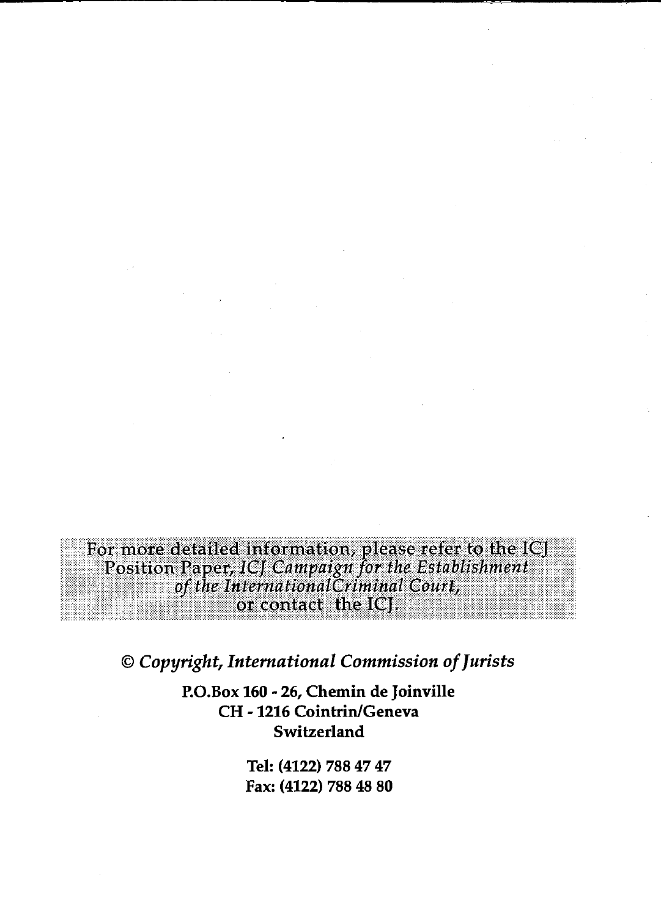For more detailed information, please refer to the ICJ Position Paper, *ICJ Campaign for the Establishment of the InternationalCriminal Court*, or contact the ICJ.

*© Copyright, International Commission of Jurists*

**P.O.Box 160 - 26, Chemin de Joinville**
**CH - 1216 Cointrin/Geneva**
**Switzerland**

**Tel: (4122) 788 47 47**
**Fax: (4122) 788 48 80**